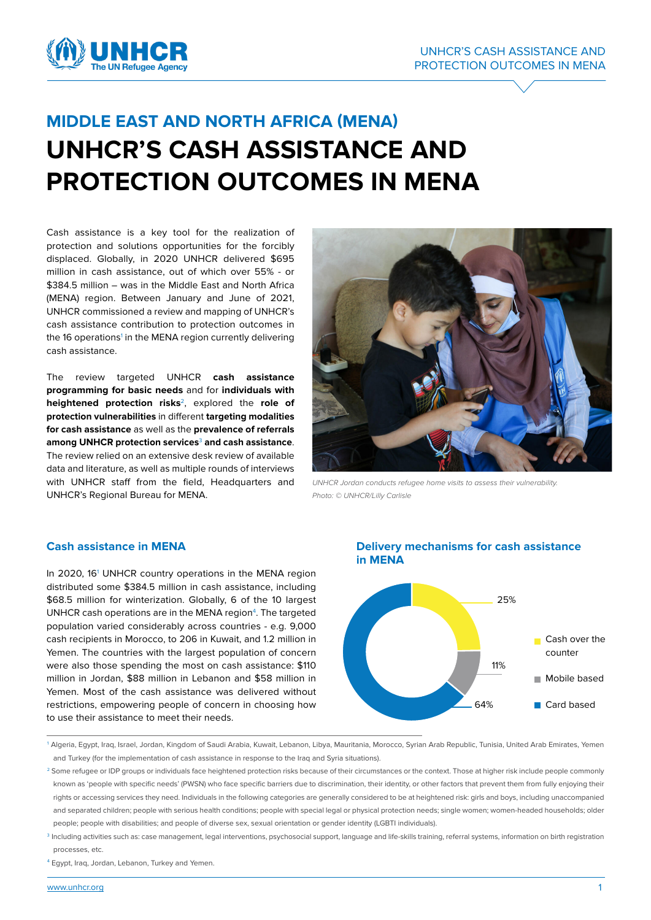# MIDDLE EAST AND NORTH AFRICA (MENA)

# UNHCR'S CASH ASSISTANCE AND PROTECTION OUTCOMES IN MENA

Cash assistance is a key tool for the realization of protection and solutions opportunities for the forcibly displaced. Globally, in 2020 UNHCR delivered $695 million in cash assistance, out of which over 55% - or $384.5 million – was in the Middle East and North Africa (MENA) region. Between January and June of 2021, UNHCR commissioned a review and mapping of UNHCR's cash assistance contribution to protection outcomes in the 16 operations[1] in the MENA region currently delivering cash assistance.

The review targeted UNHCR **cash assistance programming for basic needs** and for **individuals with heightened protection risks**[2], explored the **role of protection vulnerabilities** in different **targeting modalities for cash assistance** as well as the **prevalence of referrals among UNHCR protection services**[3] **and cash assistance**. The review relied on an extensive desk review of available data and literature, as well as multiple rounds of interviews with UNHCR staff from the field, Headquarters and UNHCR's Regional Bureau for MENA.

*UNHCR Jordan conducts refugee home visits to assess their vulnerability. Photo: © UNHCR/Lilly Carlisle*

## Cash assistance in MENA

In 2020, 16[1] UNHCR country operations in the MENA region distributed some $384.5 million in cash assistance, including $68.5 million for winterization. Globally, 6 of the 10 largest UNHCR cash operations are in the MENA region[4]. The targeted population varied considerably across countries - e.g. 9,000 cash recipients in Morocco, to 206 in Kuwait, and 1.2 million in Yemen. The countries with the largest population of concern were also those spending the most on cash assistance: $110 million in Jordan, $88 million in Lebanon and $58 million in Yemen. Most of the cash assistance was delivered without restrictions, empowering people of concern in choosing how to use their assistance to meet their needs.

### Delivery mechanisms for cash assistance in MENA

| Delivery mechanism | Share |
| --- | --- |
| Cash over the counter | 25% |
| Mobile based | 11% |
| Card based | 64% |

---

[1] Algeria, Egypt, Iraq, Israel, Jordan, Kingdom of Saudi Arabia, Kuwait, Lebanon, Libya, Mauritania, Morocco, Syrian Arab Republic, Tunisia, United Arab Emirates, Yemen and Turkey (for the implementation of cash assistance in response to the Iraq and Syria situations).

[2] Some refugee or IDP groups or individuals face heightened protection risks because of their circumstances or the context. Those at higher risk include people commonly known as 'people with specific needs' (PWSN) who face specific barriers due to discrimination, their identity, or other factors that prevent them from fully enjoying their rights or accessing services they need. Individuals in the following categories are generally considered to be at heightened risk: girls and boys, including unaccompanied and separated children; people with serious health conditions; people with special legal or physical protection needs; single women; women-headed households; older people; people with disabilities; and people of diverse sex, sexual orientation or gender identity (LGBTI individuals).

[3] Including activities such as: case management, legal interventions, psychosocial support, language and life-skills training, referral systems, information on birth registration processes, etc.

[4] Egypt, Iraq, Jordan, Lebanon, Turkey and Yemen.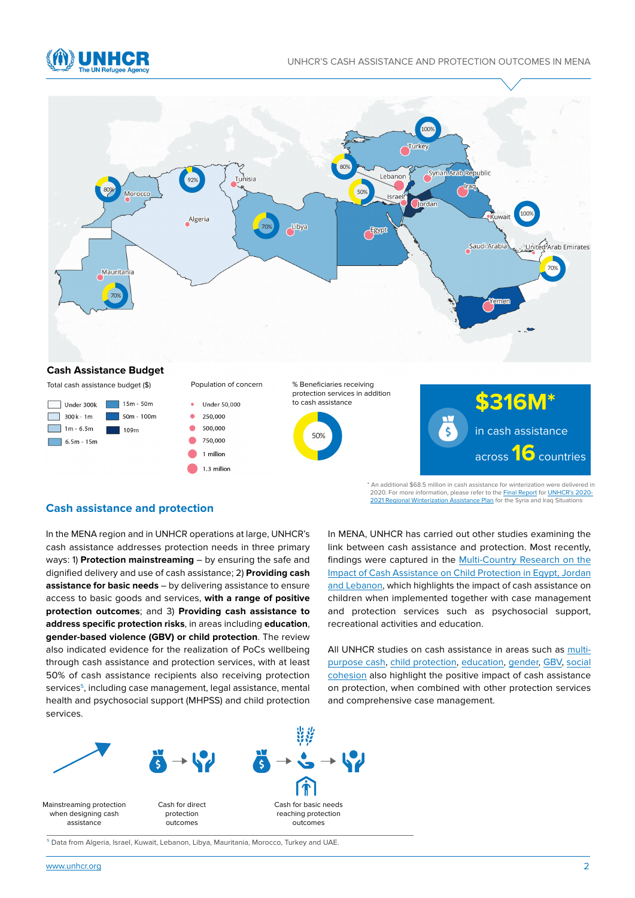## Cash Assistance Budget

Total cash assistance budget ($)

- Under 300k
- 300k - 1m
- 1m - 6.5m
- 6.5m - 15m
- 15m - 50m
- 50m - 100m
- 109m

Population of concern

- Under 50,000
- 250,000
- 500,000
- 750,000
- 1 million
- 1.3 million

% Beneficiaries receiving protection services in addition to cash assistance

50%

**$316M*** in cash assistance across **16** countries

* An additional $68.5 million in cash assistance for winterization were delivered in 2020. For more information, please refer to the Final Report for UNHCR's 2020-2021 Regional Winterization Assistance Plan for the Syria and Iraq Situations

## Cash assistance and protection

In the MENA region and in UNHCR operations at large, UNHCR's cash assistance addresses protection needs in three primary ways: 1) **Protection mainstreaming** – by ensuring the safe and dignified delivery and use of cash assistance; 2) **Providing cash assistance for basic needs** – by delivering assistance to ensure access to basic goods and services, **with a range of positive protection outcomes**; and 3) **Providing cash assistance to address specific protection risks**, in areas including **education**, **gender-based violence (GBV) or child protection**. The review also indicated evidence for the realization of PoCs wellbeing through cash assistance and protection services, with at least 50% of cash assistance recipients also receiving protection services[5], including case management, legal assistance, mental health and psychosocial support (MHPSS) and child protection services.

In MENA, UNHCR has carried out other studies examining the link between cash assistance and protection. Most recently, findings were captured in the Multi-Country Research on the Impact of Cash Assistance on Child Protection in Egypt, Jordan and Lebanon, which highlights the impact of cash assistance on children when implemented together with case management and protection services such as psychosocial support, recreational activities and education.

All UNHCR studies on cash assistance in areas such as multi-purpose cash, child protection, education, gender, GBV, social cohesion also highlight the positive impact of cash assistance on protection, when combined with other protection services and comprehensive case management.

Mainstreaming protection when designing cash assistance

Cash for direct protection outcomes

Cash for basic needs reaching protection outcomes

[5] Data from Algeria, Israel, Kuwait, Lebanon, Libya, Mauritania, Morocco, Turkey and UAE.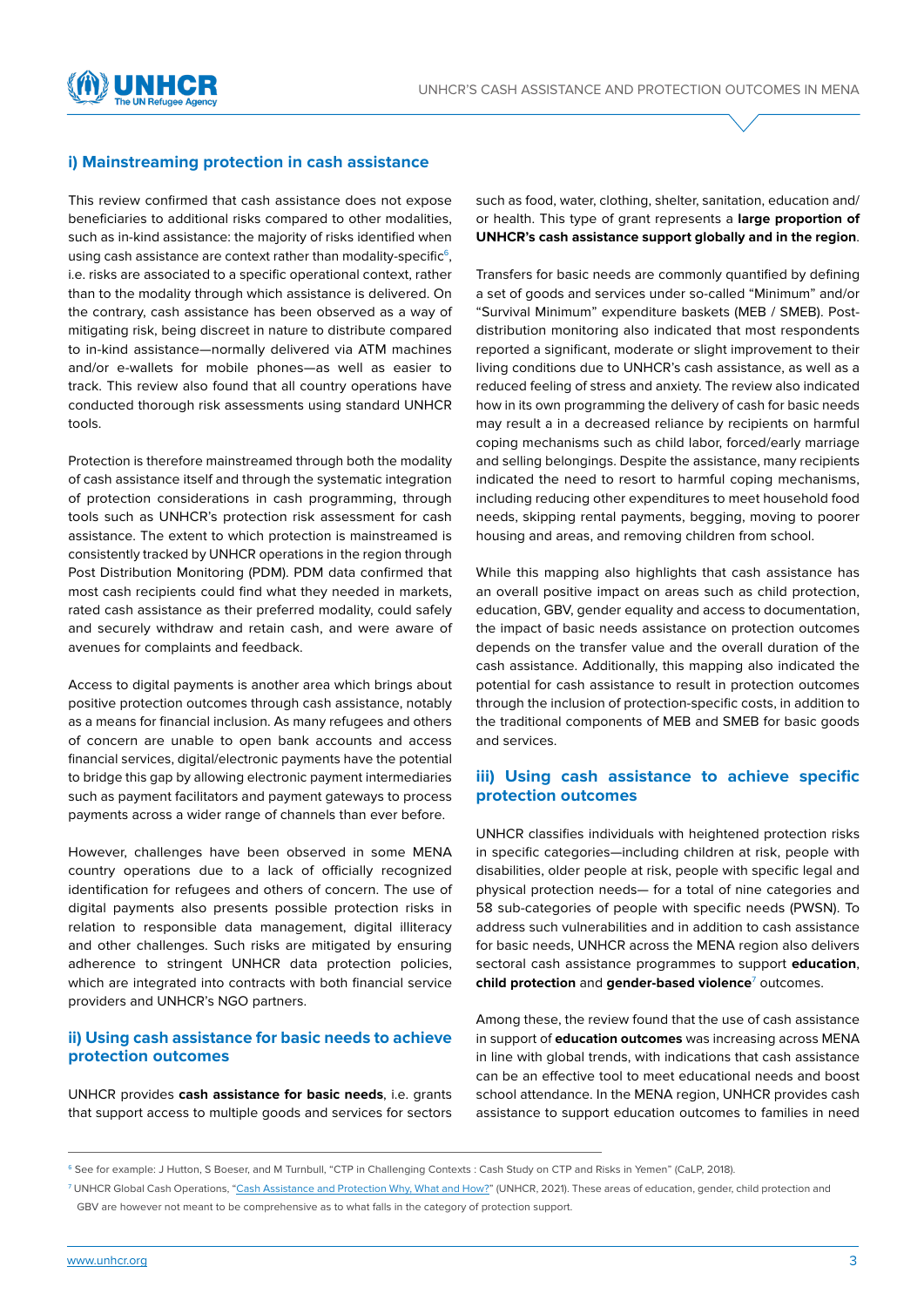### i) Mainstreaming protection in cash assistance

This review confirmed that cash assistance does not expose beneficiaries to additional risks compared to other modalities, such as in-kind assistance: the majority of risks identified when using cash assistance are context rather than modality-specific[6], i.e. risks are associated to a specific operational context, rather than to the modality through which assistance is delivered. On the contrary, cash assistance has been observed as a way of mitigating risk, being discreet in nature to distribute compared to in-kind assistance—normally delivered via ATM machines and/or e-wallets for mobile phones—as well as easier to track. This review also found that all country operations have conducted thorough risk assessments using standard UNHCR tools.

Protection is therefore mainstreamed through both the modality of cash assistance itself and through the systematic integration of protection considerations in cash programming, through tools such as UNHCR's protection risk assessment for cash assistance. The extent to which protection is mainstreamed is consistently tracked by UNHCR operations in the region through Post Distribution Monitoring (PDM). PDM data confirmed that most cash recipients could find what they needed in markets, rated cash assistance as their preferred modality, could safely and securely withdraw and retain cash, and were aware of avenues for complaints and feedback.

Access to digital payments is another area which brings about positive protection outcomes through cash assistance, notably as a means for financial inclusion. As many refugees and others of concern are unable to open bank accounts and access financial services, digital/electronic payments have the potential to bridge this gap by allowing electronic payment intermediaries such as payment facilitators and payment gateways to process payments across a wider range of channels than ever before.

However, challenges have been observed in some MENA country operations due to a lack of officially recognized identification for refugees and others of concern. The use of digital payments also presents possible protection risks in relation to responsible data management, digital illiteracy and other challenges. Such risks are mitigated by ensuring adherence to stringent UNHCR data protection policies, which are integrated into contracts with both financial service providers and UNHCR's NGO partners.

### ii) Using cash assistance for basic needs to achieve protection outcomes

UNHCR provides **cash assistance for basic needs**, i.e. grants that support access to multiple goods and services for sectors such as food, water, clothing, shelter, sanitation, education and/or health. This type of grant represents a **large proportion of UNHCR's cash assistance support globally and in the region**.

Transfers for basic needs are commonly quantified by defining a set of goods and services under so-called "Minimum" and/or "Survival Minimum" expenditure baskets (MEB / SMEB). Post-distribution monitoring also indicated that most respondents reported a significant, moderate or slight improvement to their living conditions due to UNHCR's cash assistance, as well as a reduced feeling of stress and anxiety. The review also indicated how in its own programming the delivery of cash for basic needs may result a in a decreased reliance by recipients on harmful coping mechanisms such as child labor, forced/early marriage and selling belongings. Despite the assistance, many recipients indicated the need to resort to harmful coping mechanisms, including reducing other expenditures to meet household food needs, skipping rental payments, begging, moving to poorer housing and areas, and removing children from school.

While this mapping also highlights that cash assistance has an overall positive impact on areas such as child protection, education, GBV, gender equality and access to documentation, the impact of basic needs assistance on protection outcomes depends on the transfer value and the overall duration of the cash assistance. Additionally, this mapping also indicated the potential for cash assistance to result in protection outcomes through the inclusion of protection-specific costs, in addition to the traditional components of MEB and SMEB for basic goods and services.

### iii) Using cash assistance to achieve specific protection outcomes

UNHCR classifies individuals with heightened protection risks in specific categories—including children at risk, people with disabilities, older people at risk, people with specific legal and physical protection needs— for a total of nine categories and 58 sub-categories of people with specific needs (PWSN). To address such vulnerabilities and in addition to cash assistance for basic needs, UNHCR across the MENA region also delivers sectoral cash assistance programmes to support **education**, **child protection** and **gender-based violence**[7] outcomes.

Among these, the review found that the use of cash assistance in support of **education outcomes** was increasing across MENA in line with global trends, with indications that cash assistance can be an effective tool to meet educational needs and boost school attendance. In the MENA region, UNHCR provides cash assistance to support education outcomes to families in need

---

[6] See for example: J Hutton, S Boeser, and M Turnbull, "CTP in Challenging Contexts : Cash Study on CTP and Risks in Yemen" (CaLP, 2018).

[7] UNHCR Global Cash Operations, "Cash Assistance and Protection Why, What and How?" (UNHCR, 2021). These areas of education, gender, child protection and GBV are however not meant to be comprehensive as to what falls in the category of protection support.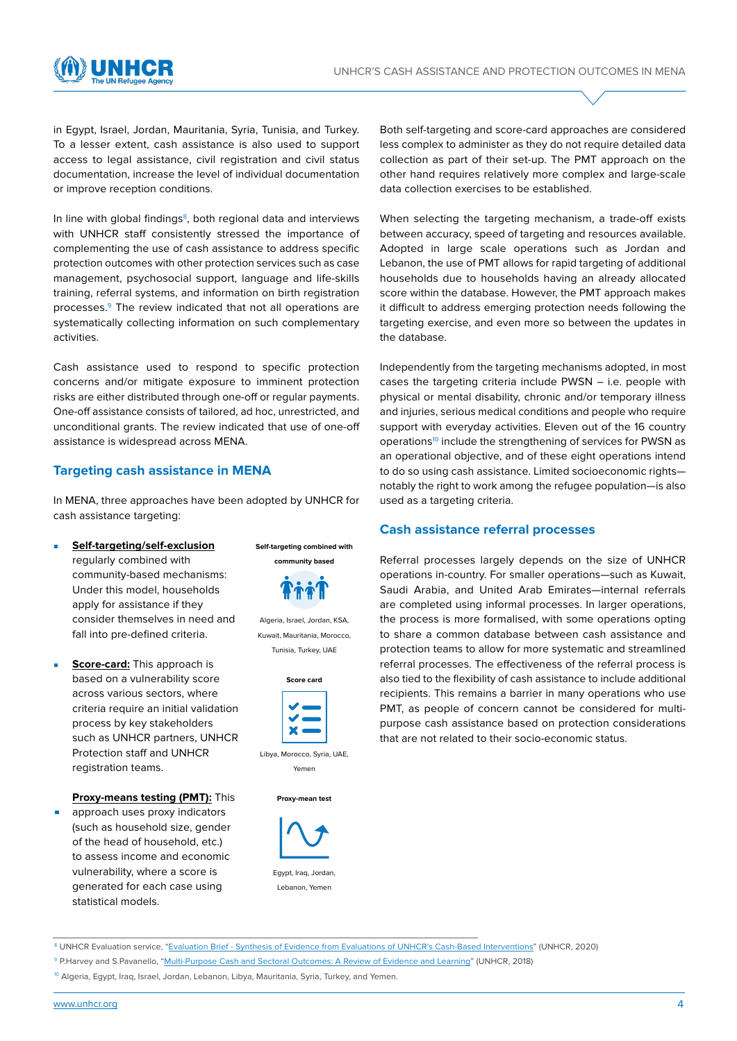in Egypt, Israel, Jordan, Mauritania, Syria, Tunisia, and Turkey. To a lesser extent, cash assistance is also used to support access to legal assistance, civil registration and civil status documentation, increase the level of individual documentation or improve reception conditions.

In line with global findings[8], both regional data and interviews with UNHCR staff consistently stressed the importance of complementing the use of cash assistance to address specific protection outcomes with other protection services such as case management, psychosocial support, language and life-skills training, referral systems, and information on birth registration processes.[9] The review indicated that not all operations are systematically collecting information on such complementary activities.

Cash assistance used to respond to specific protection concerns and/or mitigate exposure to imminent protection risks are either distributed through one-off or regular payments. One-off assistance consists of tailored, ad hoc, unrestricted, and unconditional grants. The review indicated that use of one-off assistance is widespread across MENA.

## Targeting cash assistance in MENA

In MENA, three approaches have been adopted by UNHCR for cash assistance targeting:

- **Self-targeting/self-exclusion** regularly combined with community-based mechanisms: Under this model, households apply for assistance if they consider themselves in need and fall into pre-defined criteria.
- **Score-card:** This approach is based on a vulnerability score across various sectors, where criteria require an initial validation process by key stakeholders such as UNHCR partners, UNHCR Protection staff and UNHCR registration teams.
- **Proxy-means testing (PMT):** This approach uses proxy indicators (such as household size, gender of the head of household, etc.) to assess income and economic vulnerability, where a score is generated for each case using statistical models.

**Self-targeting combined with community based**

Algeria, Israel, Jordan, KSA, Kuwait, Mauritania, Morocco, Tunisia, Turkey, UAE

**Score card**

Libya, Morocco, Syria, UAE, Yemen

**Proxy-mean test**

Egypt, Iraq, Jordan, Lebanon, Yemen

Both self-targeting and score-card approaches are considered less complex to administer as they do not require detailed data collection as part of their set-up. The PMT approach on the other hand requires relatively more complex and large-scale data collection exercises to be established.

When selecting the targeting mechanism, a trade-off exists between accuracy, speed of targeting and resources available. Adopted in large scale operations such as Jordan and Lebanon, the use of PMT allows for rapid targeting of additional households due to households having an already allocated score within the database. However, the PMT approach makes it difficult to address emerging protection needs following the targeting exercise, and even more so between the updates in the database.

Independently from the targeting mechanisms adopted, in most cases the targeting criteria include PWSN – i.e. people with physical or mental disability, chronic and/or temporary illness and injuries, serious medical conditions and people who require support with everyday activities. Eleven out of the 16 country operations[10] include the strengthening of services for PWSN as an operational objective, and of these eight operations intend to do so using cash assistance. Limited socioeconomic rights—notably the right to work among the refugee population—is also used as a targeting criteria.

## Cash assistance referral processes

Referral processes largely depends on the size of UNHCR operations in-country. For smaller operations—such as Kuwait, Saudi Arabia, and United Arab Emirates—internal referrals are completed using informal processes. In larger operations, the process is more formalised, with some operations opting to share a common database between cash assistance and protection teams to allow for more systematic and streamlined referral processes. The effectiveness of the referral process is also tied to the flexibility of cash assistance to include additional recipients. This remains a barrier in many operations who use PMT, as people of concern cannot be considered for multi-purpose cash assistance based on protection considerations that are not related to their socio-economic status.

---

[8] UNHCR Evaluation service, "Evaluation Brief - Synthesis of Evidence from Evaluations of UNHCR's Cash-Based Interventions" (UNHCR, 2020)

[9] P.Harvey and S.Pavanello, "Multi-Purpose Cash and Sectoral Outcomes: A Review of Evidence and Learning" (UNHCR, 2018)

[10] Algeria, Egypt, Iraq, Israel, Jordan, Lebanon, Libya, Mauritania, Syria, Turkey, and Yemen.